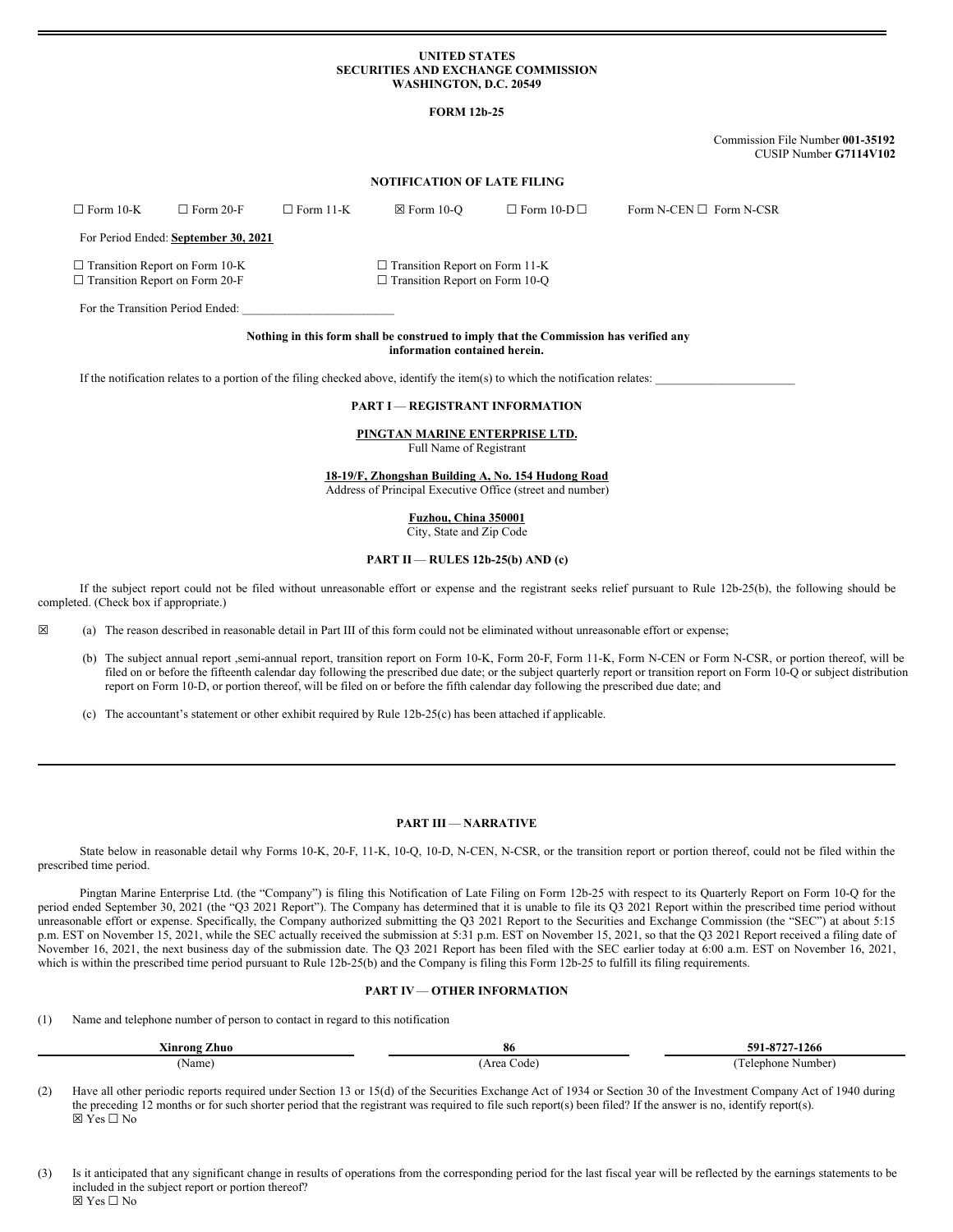**UNITED STATES**
**SECURITIES AND EXCHANGE COMMISSION**
**WASHINGTON, D.C. 20549**

**FORM 12b-25**

Commission File Number **001-35192**
CUSIP Number **G7114V102**

**NOTIFICATION OF LATE FILING**

☐ Form 10-K ☐ Form 20-F ☐ Form 11-K ☒ Form 10-Q ☐ Form 10-D ☐ Form N-CEN ☐ Form N-CSR

For Period Ended: **September 30, 2021**

☐ Transition Report on Form 10-K
☐ Transition Report on Form 20-F
☐ Transition Report on Form 11-K
☐ Transition Report on Form 10-Q

For the Transition Period Ended: \_\_\_\_\_\_\_\_\_\_\_\_\_\_\_\_\_\_\_\_\_\_\_\_

**Nothing in this form shall be construed to imply that the Commission has verified any information contained herein.**

If the notification relates to a portion of the filing checked above, identify the item(s) to which the notification relates: \_\_\_\_\_\_\_\_\_\_\_\_\_\_\_\_\_\_\_\_\_\_

**PART I — REGISTRANT INFORMATION**

**PINGTAN MARINE ENTERPRISE LTD.**
Full Name of Registrant

**18-19/F, Zhongshan Building A, No. 154 Hudong Road**
Address of Principal Executive Office (street and number)

**Fuzhou, China 350001**
City, State and Zip Code

**PART II — RULES 12b-25(b) AND (c)**

If the subject report could not be filed without unreasonable effort or expense and the registrant seeks relief pursuant to Rule 12b-25(b), the following should be completed. (Check box if appropriate.)

☒ (a) The reason described in reasonable detail in Part III of this form could not be eliminated without unreasonable effort or expense;

(b) The subject annual report ,semi-annual report, transition report on Form 10-K, Form 20-F, Form 11-K, Form N-CEN or Form N-CSR, or portion thereof, will be filed on or before the fifteenth calendar day following the prescribed due date; or the subject quarterly report or transition report on Form 10-Q or subject distribution report on Form 10-D, or portion thereof, will be filed on or before the fifth calendar day following the prescribed due date; and

(c) The accountant's statement or other exhibit required by Rule 12b-25(c) has been attached if applicable.

**PART III — NARRATIVE**

State below in reasonable detail why Forms 10-K, 20-F, 11-K, 10-Q, 10-D, N-CEN, N-CSR, or the transition report or portion thereof, could not be filed within the prescribed time period.

Pingtan Marine Enterprise Ltd. (the "Company") is filing this Notification of Late Filing on Form 12b-25 with respect to its Quarterly Report on Form 10-Q for the period ended September 30, 2021 (the "Q3 2021 Report"). The Company has determined that it is unable to file its Q3 2021 Report within the prescribed time period without unreasonable effort or expense. Specifically, the Company authorized submitting the Q3 2021 Report to the Securities and Exchange Commission (the "SEC") at about 5:15 p.m. EST on November 15, 2021, while the SEC actually received the submission at 5:31 p.m. EST on November 15, 2021, so that the Q3 2021 Report received a filing date of November 16, 2021, the next business day of the submission date. The Q3 2021 Report has been filed with the SEC earlier today at 6:00 a.m. EST on November 16, 2021, which is within the prescribed time period pursuant to Rule 12b-25(b) and the Company is filing this Form 12b-25 to fulfill its filing requirements.

**PART IV — OTHER INFORMATION**

(1) Name and telephone number of person to contact in regard to this notification

| **Xinrong Zhuo** | **86** | **591-8727-1266** |
|---|---|---|
| (Name) | (Area Code) | (Telephone Number) |

(2) Have all other periodic reports required under Section 13 or 15(d) of the Securities Exchange Act of 1934 or Section 30 of the Investment Company Act of 1940 during the preceding 12 months or for such shorter period that the registrant was required to file such report(s) been filed? If the answer is no, identify report(s).
☒ Yes ☐ No

(3) Is it anticipated that any significant change in results of operations from the corresponding period for the last fiscal year will be reflected by the earnings statements to be included in the subject report or portion thereof?
☒ Yes ☐ No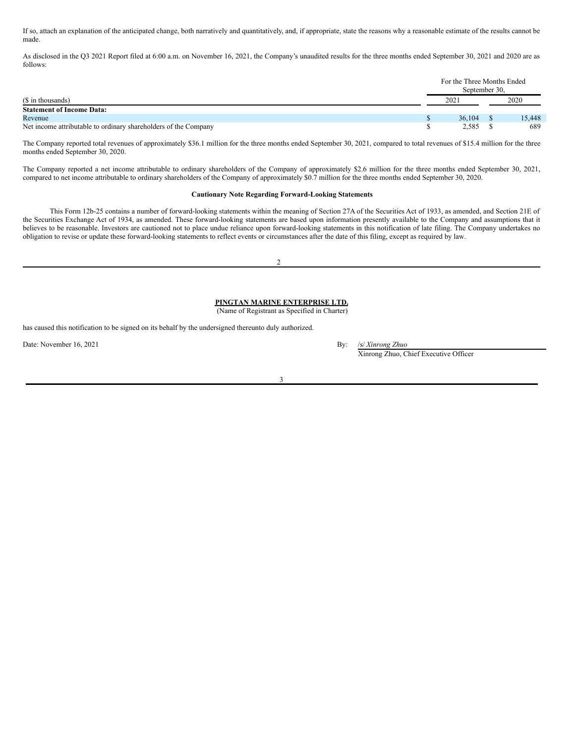If so, attach an explanation of the anticipated change, both narratively and quantitatively, and, if appropriate, state the reasons why a reasonable estimate of the results cannot be made.

As disclosed in the Q3 2021 Report filed at 6:00 a.m. on November 16, 2021, the Company's unaudited results for the three months ended September 30, 2021 and 2020 are as follows:

| | For the Three Months Ended September 30, | |
|---|---|---|
| ($ in thousands) | 2021 | 2020 |
| **Statement of Income Data:** | | |
| Revenue | $ 36,104 | $ 15,448 |
| Net income attributable to ordinary shareholders of the Company | $ 2,585 | $ 689 |

The Company reported total revenues of approximately $36.1 million for the three months ended September 30, 2021, compared to total revenues of $15.4 million for the three months ended September 30, 2020.

The Company reported a net income attributable to ordinary shareholders of the Company of approximately $2.6 million for the three months ended September 30, 2021, compared to net income attributable to ordinary shareholders of the Company of approximately $0.7 million for the three months ended September 30, 2020.

**Cautionary Note Regarding Forward-Looking Statements**

This Form 12b-25 contains a number of forward-looking statements within the meaning of Section 27A of the Securities Act of 1933, as amended, and Section 21E of the Securities Exchange Act of 1934, as amended. These forward-looking statements are based upon information presently available to the Company and assumptions that it believes to be reasonable. Investors are cautioned not to place undue reliance upon forward-looking statements in this notification of late filing. The Company undertakes no obligation to revise or update these forward-looking statements to reflect events or circumstances after the date of this filing, except as required by law.

**PINGTAN MARINE ENTERPRISE LTD.**
(Name of Registrant as Specified in Charter)

has caused this notification to be signed on its behalf by the undersigned thereunto duly authorized.

Date: November 16, 2021

By: /s/ *Xinrong Zhuo*
Xinrong Zhuo, Chief Executive Officer